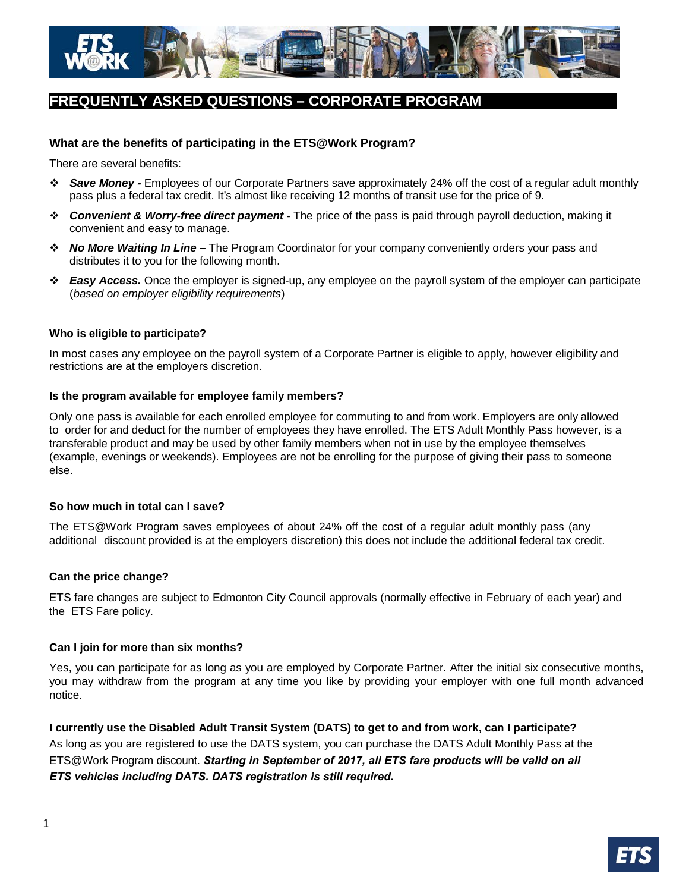# FREQUENTLY ASKED QUESTIONS – CORPORATE PROGRAM

### What are the benefits of participating in the ETS@Work Program?

There are several benefits:

- ***Save Money -*** Employees of our Corporate Partners save approximately 24% off the cost of a regular adult monthly pass plus a federal tax credit. It's almost like receiving 12 months of transit use for the price of 9.
- ***Convenient & Worry-free direct payment -*** The price of the pass is paid through payroll deduction, making it convenient and easy to manage.
- ***No More Waiting In Line –*** The Program Coordinator for your company conveniently orders your pass and distributes it to you for the following month.
- ***Easy Access.*** Once the employer is signed-up, any employee on the payroll system of the employer can participate (*based on employer eligibility requirements*)

### Who is eligible to participate?

In most cases any employee on the payroll system of a Corporate Partner is eligible to apply, however eligibility and restrictions are at the employers discretion.

### Is the program available for employee family members?

Only one pass is available for each enrolled employee for commuting to and from work. Employers are only allowed to order for and deduct for the number of employees they have enrolled. The ETS Adult Monthly Pass however, is a transferable product and may be used by other family members when not in use by the employee themselves (example, evenings or weekends). Employees are not be enrolling for the purpose of giving their pass to someone else.

### So how much in total can I save?

The ETS@Work Program saves employees of about 24% off the cost of a regular adult monthly pass (any additional discount provided is at the employers discretion) this does not include the additional federal tax credit.

### Can the price change?

ETS fare changes are subject to Edmonton City Council approvals (normally effective in February of each year) and the ETS Fare policy.

### Can I join for more than six months?

Yes, you can participate for as long as you are employed by Corporate Partner. After the initial six consecutive months, you may withdraw from the program at any time you like by providing your employer with one full month advanced notice.

### I currently use the Disabled Adult Transit System (DATS) to get to and from work, can I participate?

As long as you are registered to use the DATS system, you can purchase the DATS Adult Monthly Pass at the ETS@Work Program discount. ***Starting in September of 2017, all ETS fare products will be valid on all ETS vehicles including DATS. DATS registration is still required.***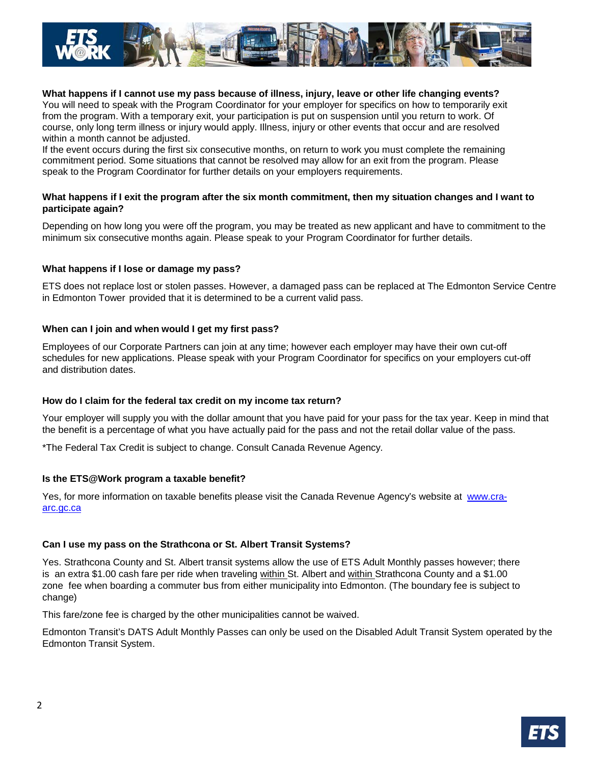**What happens if I cannot use my pass because of illness, injury, leave or other life changing events?**

You will need to speak with the Program Coordinator for your employer for specifics on how to temporarily exit from the program. With a temporary exit, your participation is put on suspension until you return to work. Of course, only long term illness or injury would apply. Illness, injury or other events that occur and are resolved within a month cannot be adjusted.

If the event occurs during the first six consecutive months, on return to work you must complete the remaining commitment period. Some situations that cannot be resolved may allow for an exit from the program. Please speak to the Program Coordinator for further details on your employers requirements.

**What happens if I exit the program after the six month commitment, then my situation changes and I want to participate again?**

Depending on how long you were off the program, you may be treated as new applicant and have to commitment to the minimum six consecutive months again. Please speak to your Program Coordinator for further details.

**What happens if I lose or damage my pass?**

ETS does not replace lost or stolen passes. However, a damaged pass can be replaced at The Edmonton Service Centre in Edmonton Tower provided that it is determined to be a current valid pass.

**When can I join and when would I get my first pass?**

Employees of our Corporate Partners can join at any time; however each employer may have their own cut-off schedules for new applications. Please speak with your Program Coordinator for specifics on your employers cut-off and distribution dates.

**How do I claim for the federal tax credit on my income tax return?**

Your employer will supply you with the dollar amount that you have paid for your pass for the tax year. Keep in mind that the benefit is a percentage of what you have actually paid for the pass and not the retail dollar value of the pass.

*The Federal Tax Credit is subject to change. Consult Canada Revenue Agency.

**Is the ETS@Work program a taxable benefit?**

Yes, for more information on taxable benefits please visit the Canada Revenue Agency's website at [www.cra-arc.gc.ca](http://www.cra-arc.gc.ca)

**Can I use my pass on the Strathcona or St. Albert Transit Systems?**

Yes. Strathcona County and St. Albert transit systems allow the use of ETS Adult Monthly passes however; there is an extra $1.00 cash fare per ride when traveling within St. Albert and within Strathcona County and a $1.00 zone fee when boarding a commuter bus from either municipality into Edmonton. (The boundary fee is subject to change)

This fare/zone fee is charged by the other municipalities cannot be waived.

Edmonton Transit's DATS Adult Monthly Passes can only be used on the Disabled Adult Transit System operated by the Edmonton Transit System.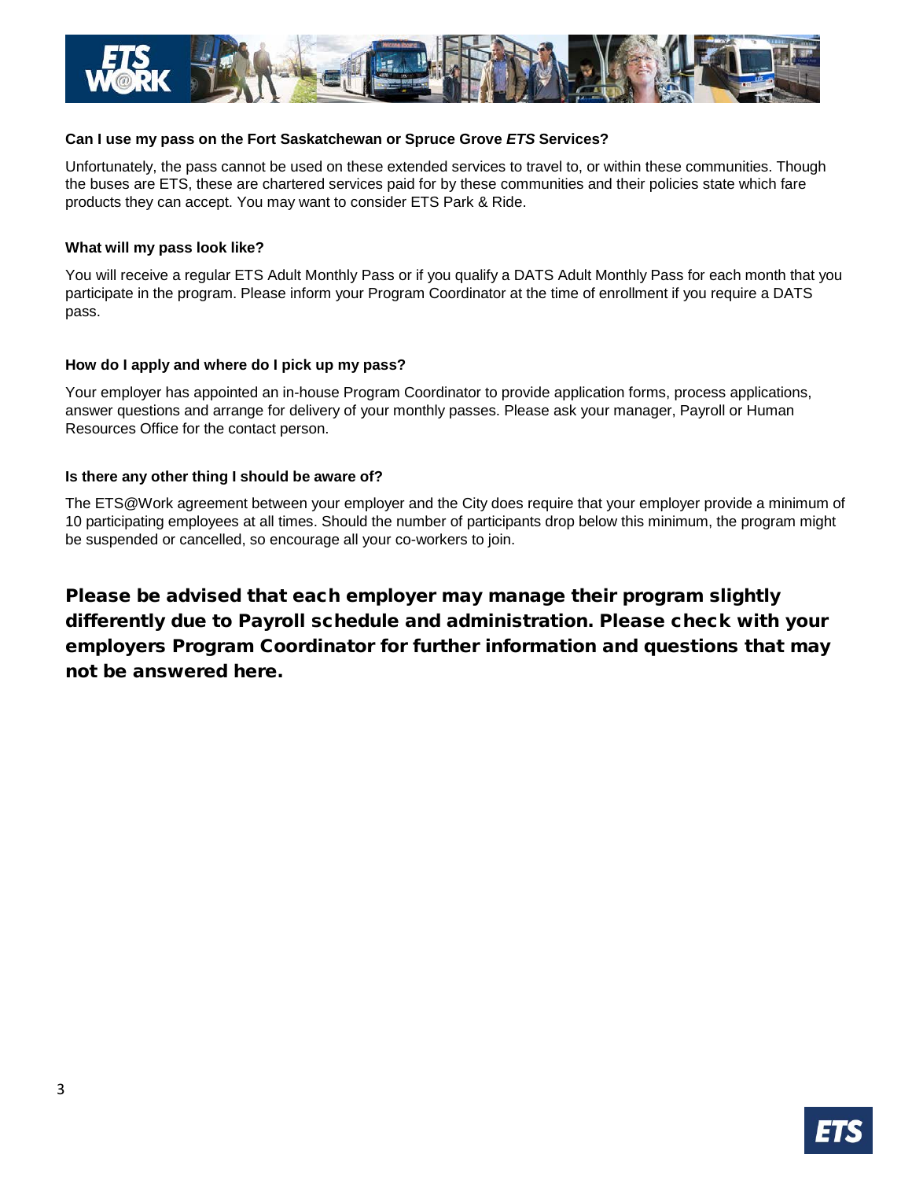### Can I use my pass on the Fort Saskatchewan or Spruce Grove *ETS* Services?

Unfortunately, the pass cannot be used on these extended services to travel to, or within these communities. Though the buses are ETS, these are chartered services paid for by these communities and their policies state which fare products they can accept. You may want to consider ETS Park & Ride.

### What will my pass look like?

You will receive a regular ETS Adult Monthly Pass or if you qualify a DATS Adult Monthly Pass for each month that you participate in the program. Please inform your Program Coordinator at the time of enrollment if you require a DATS pass.

### How do I apply and where do I pick up my pass?

Your employer has appointed an in-house Program Coordinator to provide application forms, process applications, answer questions and arrange for delivery of your monthly passes. Please ask your manager, Payroll or Human Resources Office for the contact person.

### Is there any other thing I should be aware of?

The ETS@Work agreement between your employer and the City does require that your employer provide a minimum of 10 participating employees at all times. Should the number of participants drop below this minimum, the program might be suspended or cancelled, so encourage all your co-workers to join.

**Please be advised that each employer may manage their program slightly differently due to Payroll schedule and administration. Please check with your employers Program Coordinator for further information and questions that may not be answered here.**